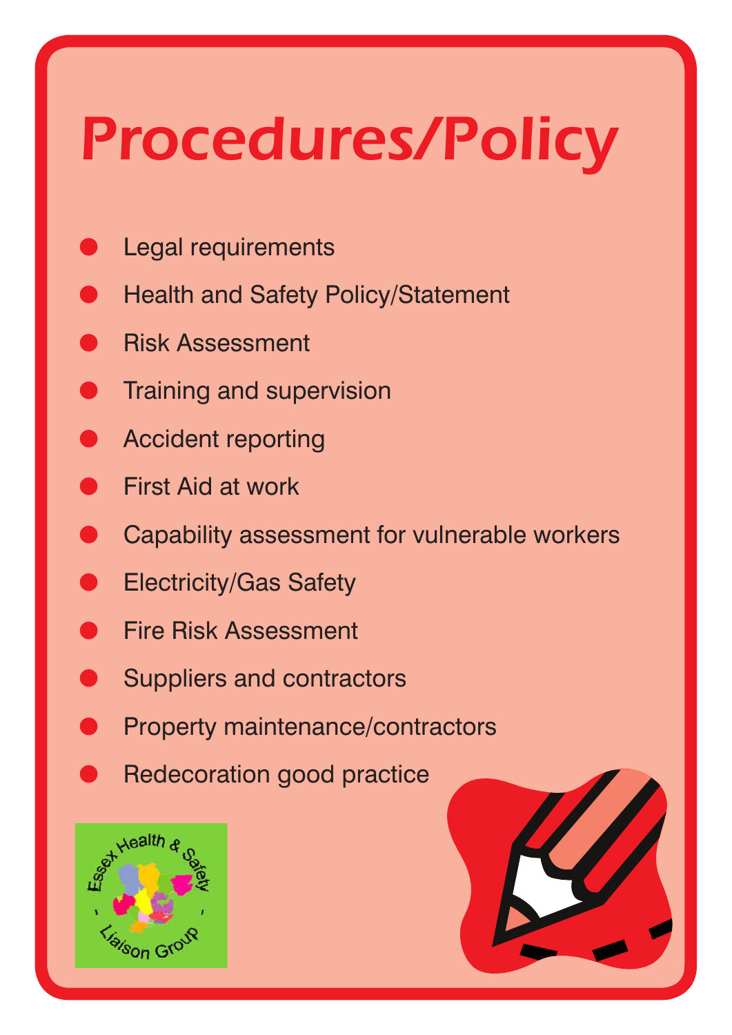# Procedures/Policy

- Legal requirements
- Health and Safety Policy/Statement
- Risk Assessment
- Training and supervision
- Accident reporting
- First Aid at work
- Capability assessment for vulnerable workers
- Electricity/Gas Safety
- Fire Risk Assessment
- Suppliers and contractors
- Property maintenance/contractors
- Redecoration good practice

Essex Health & Safety - Liaison Group -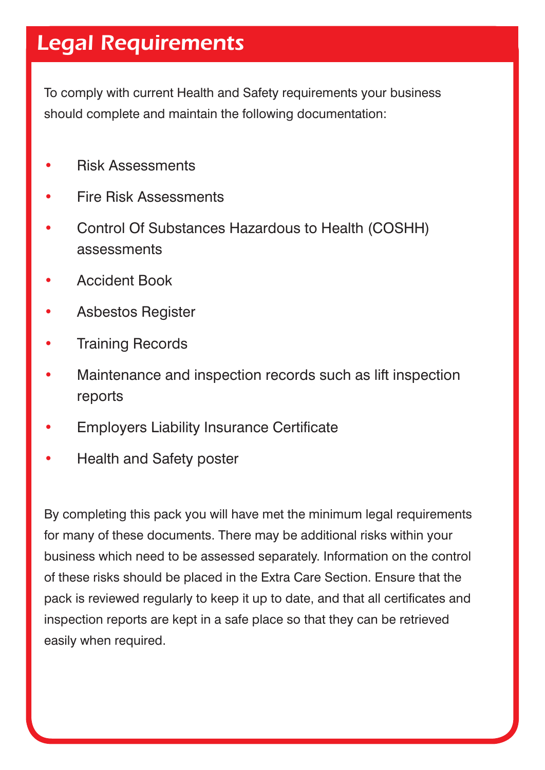# Legal Requirements

To comply with current Health and Safety requirements your business should complete and maintain the following documentation:

- Risk Assessments
- Fire Risk Assessments
- Control Of Substances Hazardous to Health (COSHH) assessments
- Accident Book
- Asbestos Register
- Training Records
- Maintenance and inspection records such as lift inspection reports
- Employers Liability Insurance Certificate
- Health and Safety poster

By completing this pack you will have met the minimum legal requirements for many of these documents. There may be additional risks within your business which need to be assessed separately. Information on the control of these risks should be placed in the Extra Care Section. Ensure that the pack is reviewed regularly to keep it up to date, and that all certificates and inspection reports are kept in a safe place so that they can be retrieved easily when required.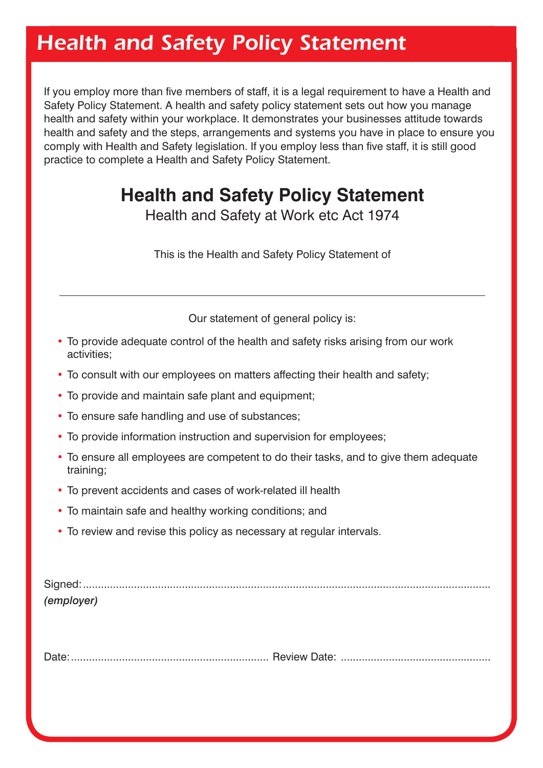# Health and Safety Policy Statement

If you employ more than five members of staff, it is a legal requirement to have a Health and Safety Policy Statement. A health and safety policy statement sets out how you manage health and safety within your workplace. It demonstrates your businesses attitude towards health and safety and the steps, arrangements and systems you have in place to ensure you comply with Health and Safety legislation. If you employ less than five staff, it is still good practice to complete a Health and Safety Policy Statement.

## Health and Safety Policy Statement

Health and Safety at Work etc Act 1974

This is the Health and Safety Policy Statement of

\_\_\_\_\_\_\_\_\_\_\_\_\_\_\_\_\_\_\_\_\_\_\_\_\_\_\_\_\_\_\_\_\_\_\_\_\_\_\_\_\_\_\_\_\_\_\_\_

Our statement of general policy is:

- To provide adequate control of the health and safety risks arising from our work activities;
- To consult with our employees on matters affecting their health and safety;
- To provide and maintain safe plant and equipment;
- To ensure safe handling and use of substances;
- To provide information instruction and supervision for employees;
- To ensure all employees are competent to do their tasks, and to give them adequate training;
- To prevent accidents and cases of work-related ill health
- To maintain safe and healthy working conditions; and
- To review and revise this policy as necessary at regular intervals.

Signed:..........................................................................................................................................
*(employer)*

Date:.................................................................. Review Date: ..................................................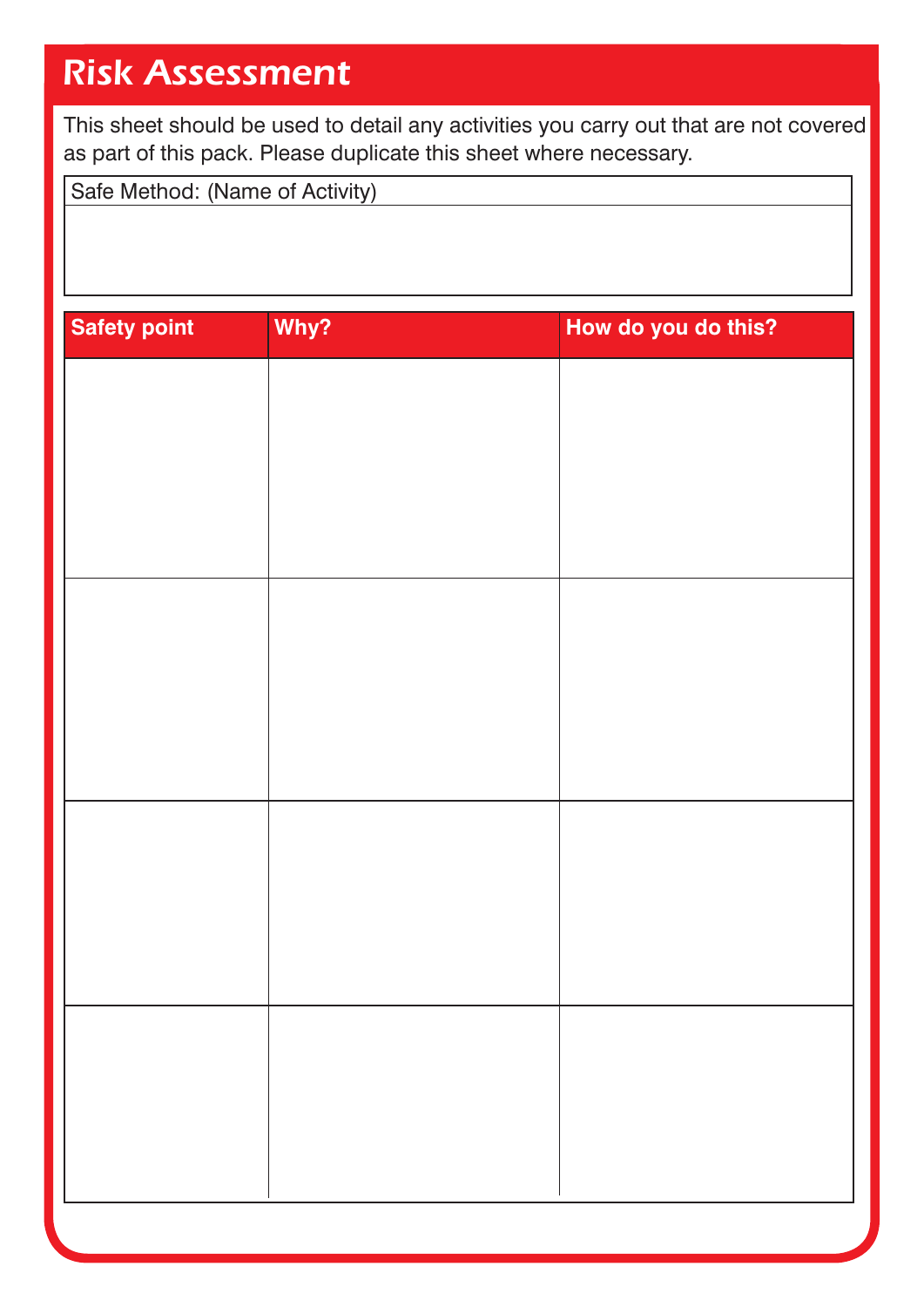# Risk Assessment

This sheet should be used to detail any activities you carry out that are not covered as part of this pack. Please duplicate this sheet where necessary.

| Safe Method: (Name of Activity) |
| --- |
| |

| Safety point | Why? | How do you do this? |
| --- | --- | --- |
| | | |
| | | |
| | | |
| | | |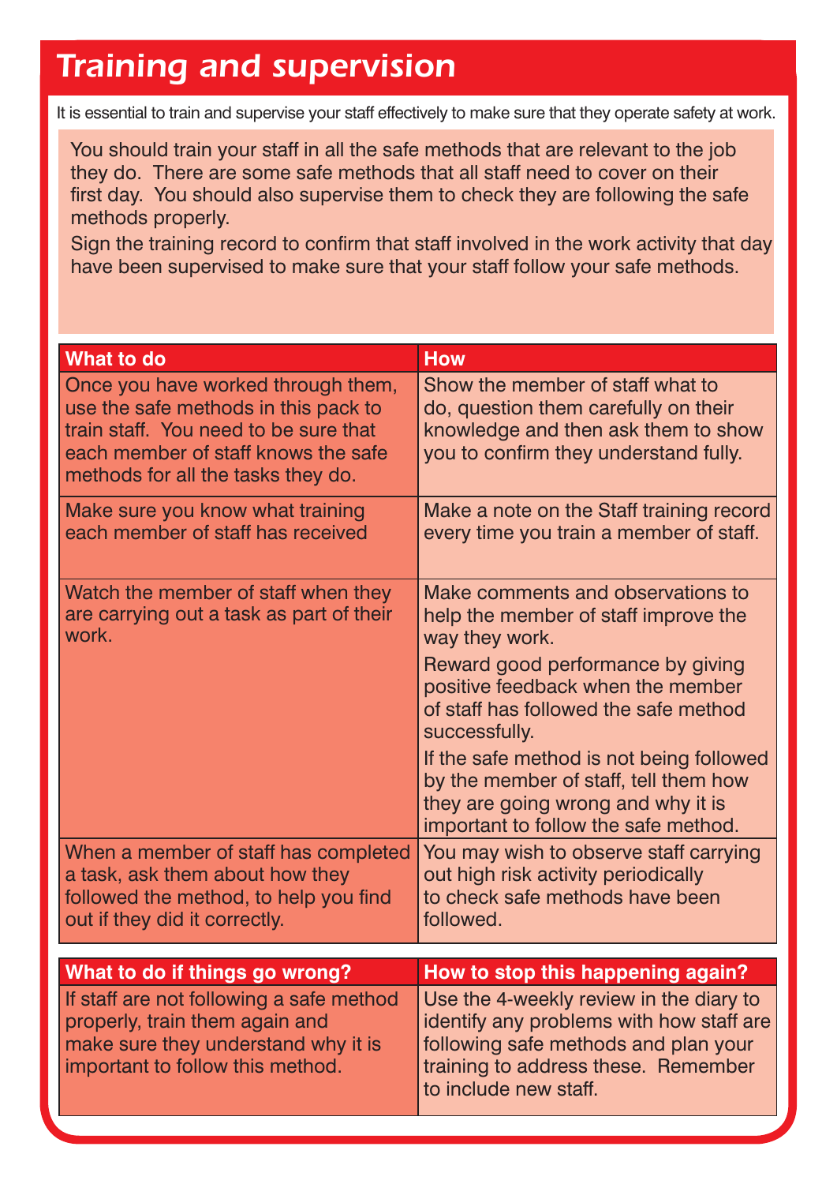# Training and supervision

It is essential to train and supervise your staff effectively to make sure that they operate safety at work.

You should train your staff in all the safe methods that are relevant to the job they do. There are some safe methods that all staff need to cover on their first day. You should also supervise them to check they are following the safe methods properly.

Sign the training record to confirm that staff involved in the work activity that day have been supervised to make sure that your staff follow your safe methods.

| What to do | How |
| --- | --- |
| Once you have worked through them, use the safe methods in this pack to train staff. You need to be sure that each member of staff knows the safe methods for all the tasks they do. | Show the member of staff what to do, question them carefully on their knowledge and then ask them to show you to confirm they understand fully. |
| Make sure you know what training each member of staff has received | Make a note on the Staff training record every time you train a member of staff. |
| Watch the member of staff when they are carrying out a task as part of their work. | Make comments and observations to help the member of staff improve the way they work. Reward good performance by giving positive feedback when the member of staff has followed the safe method successfully. If the safe method is not being followed by the member of staff, tell them how they are going wrong and why it is important to follow the safe method. |
| When a member of staff has completed a task, ask them about how they followed the method, to help you find out if they did it correctly. | You may wish to observe staff carrying out high risk activity periodically to check safe methods have been followed. |

| What to do if things go wrong? | How to stop this happening again? |
| --- | --- |
| If staff are not following a safe method properly, train them again and make sure they understand why it is important to follow this method. | Use the 4-weekly review in the diary to identify any problems with how staff are following safe methods and plan your training to address these. Remember to include new staff. |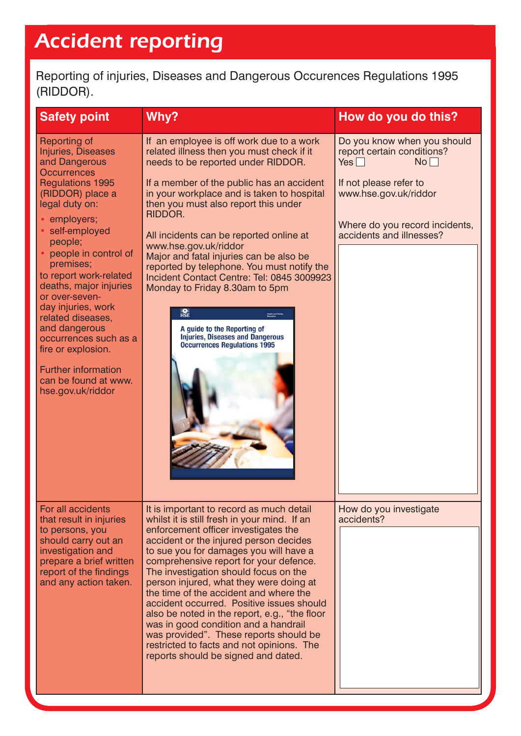# Accident reporting

Reporting of injuries, Diseases and Dangerous Occurences Regulations 1995 (RIDDOR).

| Safety point | Why? | How do you do this? |
|---|---|---|
| Reporting of Injuries, Diseases and Dangerous Occurrences Regulations 1995 (RIDDOR) place a legal duty on:<br>• employers;<br>• self-employed people;<br>• people in control of premises;<br>to report work-related deaths, major injuries or over-seven-day injuries, work related diseases, and dangerous occurrences such as a fire or explosion.<br><br>Further information can be found at www.hse.gov.uk/riddor | If an employee is off work due to a work related illness then you must check if it needs to be reported under RIDDOR.<br><br>If a member of the public has an accident in your workplace and is taken to hospital then you must also report this under RIDDOR.<br><br>All incidents can be reported online at www.hse.gov.uk/riddor<br>Major and fatal injuries can be also be reported by telephone. You must notify the Incident Contact Centre: Tel: 0845 3009923 Monday to Friday 8.30am to 5pm<br><br>A guide to the Reporting of Injuries, Diseases and Dangerous Occurrences Regulations 1995 | Do you know when you should report certain conditions?<br>Yes ☐ No ☐<br><br>If not please refer to www.hse.gov.uk/riddor<br><br>Where do you record incidents, accidents and illnesses? |
| For all accidents that result in injuries to persons, you should carry out an investigation and prepare a brief written report of the findings and any action taken. | It is important to record as much detail whilst it is still fresh in your mind. If an enforcement officer investigates the accident or the injured person decides to sue you for damages you will have a comprehensive report for your defence. The investigation should focus on the person injured, what they were doing at the time of the accident and where the accident occurred. Positive issues should also be noted in the report, e.g., "the floor was in good condition and a handrail was provided". These reports should be restricted to facts and not opinions. The reports should be signed and dated. | How do you investigate accidents? |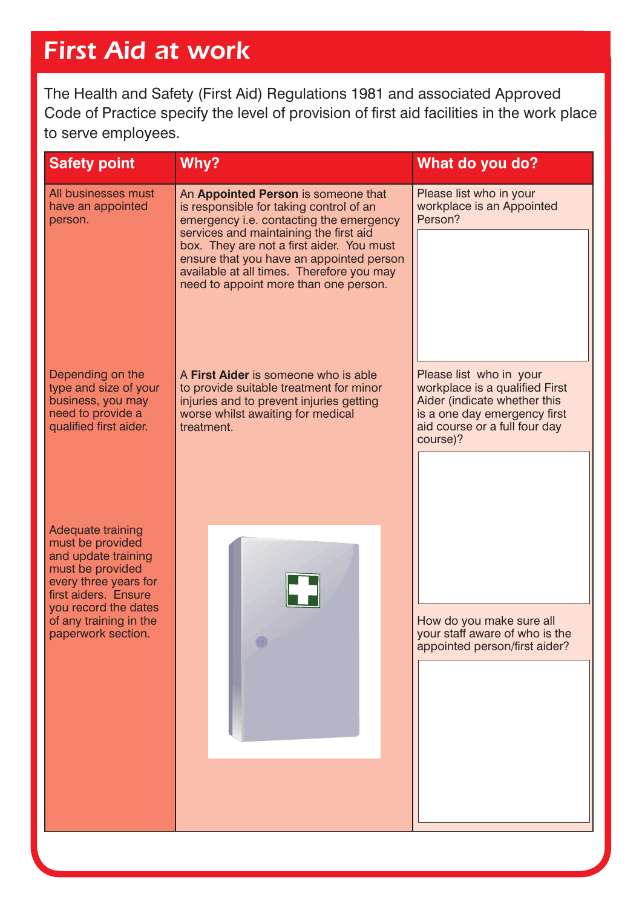# First Aid at work

The Health and Safety (First Aid) Regulations 1981 and associated Approved Code of Practice specify the level of provision of first aid facilities in the work place to serve employees.

| Safety point | Why? | What do you do? |
|---|---|---|
| All businesses must have an appointed person. | An **Appointed Person** is someone that is responsible for taking control of an emergency i.e. contacting the emergency services and maintaining the first aid box. They are not a first aider. You must ensure that you have an appointed person available at all times. Therefore you may need to appoint more than one person. | Please list who in your workplace is an Appointed Person? |
| Depending on the type and size of your business, you may need to provide a qualified first aider. | A **First Aider** is someone who is able to provide suitable treatment for minor injuries and to prevent injuries getting worse whilst awaiting for medical treatment. | Please list who in your workplace is a qualified First Aider (indicate whether this is a one day emergency first aid course or a full four day course)? |
| Adequate training must be provided and update training must be provided every three years for first aiders. Ensure you record the dates of any training in the paperwork section. | | How do you make sure all your staff aware of who is the appointed person/first aider? |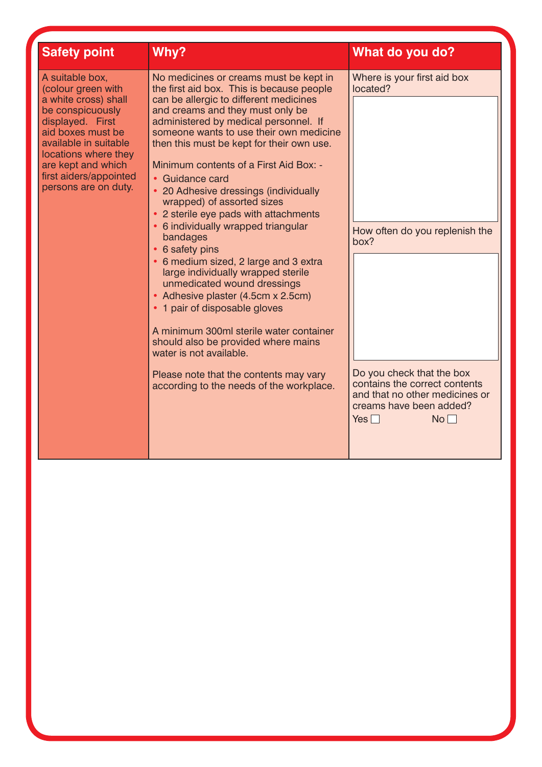| Safety point | Why? | What do you do? |
|---|---|---|
| A suitable box, (colour green with a white cross) shall be conspicuously displayed. First aid boxes must be available in suitable locations where they are kept and which first aiders/appointed persons are on duty. | No medicines or creams must be kept in the first aid box. This is because people can be allergic to different medicines and creams and they must only be administered by medical personnel. If someone wants to use their own medicine then this must be kept for their own use.<br><br>Minimum contents of a First Aid Box: -<br>• Guidance card<br>• 20 Adhesive dressings (individually wrapped) of assorted sizes<br>• 2 sterile eye pads with attachments<br>• 6 individually wrapped triangular bandages<br>• 6 safety pins<br>• 6 medium sized, 2 large and 3 extra large individually wrapped sterile unmedicated wound dressings<br>• Adhesive plaster (4.5cm x 2.5cm)<br>• 1 pair of disposable gloves<br><br>A minimum 300ml sterile water container should also be provided where mains water is not available.<br><br>Please note that the contents may vary according to the needs of the workplace. | Where is your first aid box located?<br><br>How often do you replenish the box?<br><br>Do you check that the box contains the correct contents and that no other medicines or creams have been added?<br>Yes ☐ No ☐ |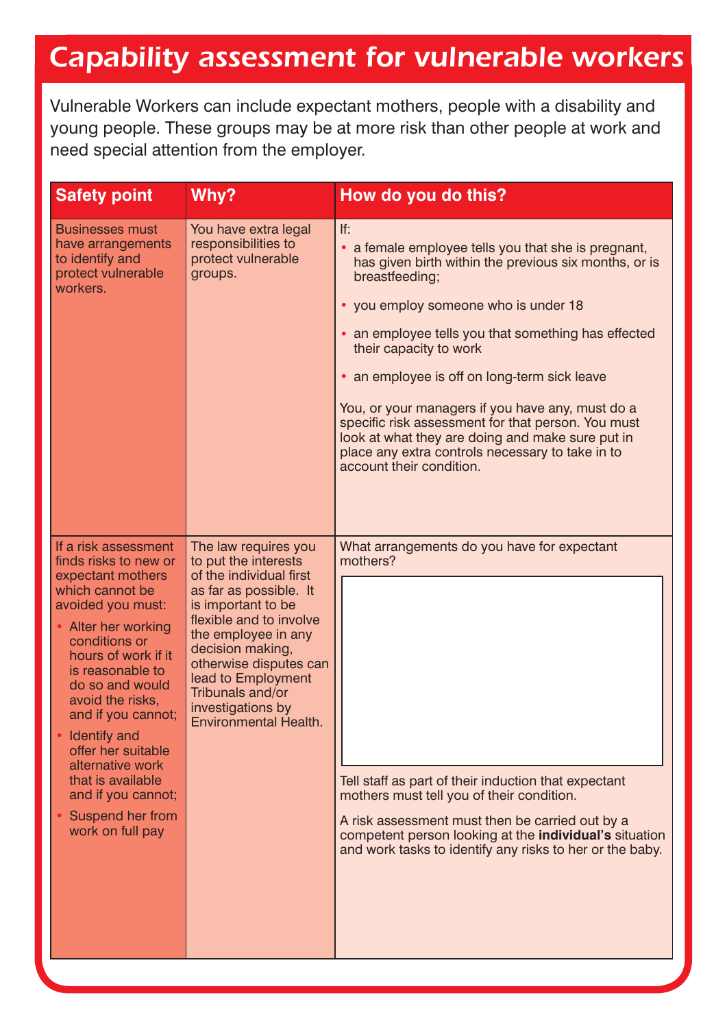# Capability assessment for vulnerable workers

Vulnerable Workers can include expectant mothers, people with a disability and young people. These groups may be at more risk than other people at work and need special attention from the employer.

| Safety point | Why? | How do you do this? |
| --- | --- | --- |
| Businesses must have arrangements to identify and protect vulnerable workers. | You have extra legal responsibilities to protect vulnerable groups. | If:<br>• a female employee tells you that she is pregnant, has given birth within the previous six months, or is breastfeeding;<br>• you employ someone who is under 18<br>• an employee tells you that something has effected their capacity to work<br>• an employee is off on long-term sick leave<br><br>You, or your managers if you have any, must do a specific risk assessment for that person. You must look at what they are doing and make sure put in place any extra controls necessary to take in to account their condition. |
| If a risk assessment finds risks to new or expectant mothers which cannot be avoided you must:<br>• Alter her working conditions or hours of work if it is reasonable to do so and would avoid the risks, and if you cannot;<br>• Identify and offer her suitable alternative work that is available and if you cannot;<br>• Suspend her from work on full pay | The law requires you to put the interests of the individual first as far as possible. It is important to be flexible and to involve the employee in any decision making, otherwise disputes can lead to Employment Tribunals and/or investigations by Environmental Health. | What arrangements do you have for expectant mothers?<br><br>Tell staff as part of their induction that expectant mothers must tell you of their condition.<br><br>A risk assessment must then be carried out by a competent person looking at the **individual's** situation and work tasks to identify any risks to her or the baby. |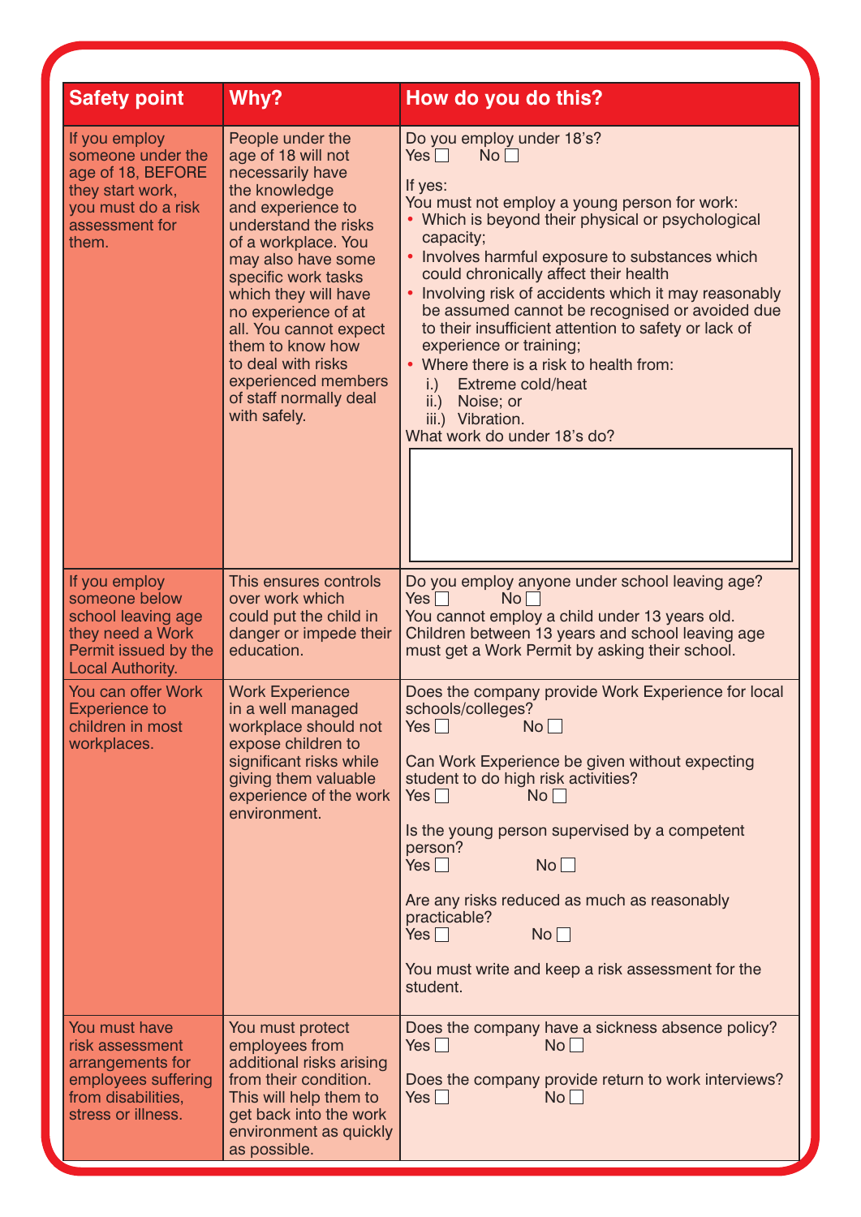| Safety point | Why? | How do you do this? |
|---|---|---|
| If you employ someone under the age of 18, BEFORE they start work, you must do a risk assessment for them. | People under the age of 18 will not necessarily have the knowledge and experience to understand the risks of a workplace. You may also have some specific work tasks which they will have no experience of at all. You cannot expect them to know how to deal with risks experienced members of staff normally deal with safely. | Do you employ under 18's?<br>Yes ☐ No ☐<br><br>If yes:<br>You must not employ a young person for work:<br>• Which is beyond their physical or psychological capacity;<br>• Involves harmful exposure to substances which could chronically affect their health<br>• Involving risk of accidents which it may reasonably be assumed cannot be recognised or avoided due to their insufficient attention to safety or lack of experience or training;<br>• Where there is a risk to health from:<br>i.) Extreme cold/heat<br>ii.) Noise; or<br>iii.) Vibration.<br>What work do under 18's do? |
| If you employ someone below school leaving age they need a Work Permit issued by the Local Authority. | This ensures controls over work which could put the child in danger or impede their education. | Do you employ anyone under school leaving age?<br>Yes ☐ No ☐<br>You cannot employ a child under 13 years old. Children between 13 years and school leaving age must get a Work Permit by asking their school. |
| You can offer Work Experience to children in most workplaces. | Work Experience in a well managed workplace should not expose children to significant risks while giving them valuable experience of the work environment. | Does the company provide Work Experience for local schools/colleges?<br>Yes ☐ No ☐<br><br>Can Work Experience be given without expecting student to do high risk activities?<br>Yes ☐ No ☐<br><br>Is the young person supervised by a competent person?<br>Yes ☐ No ☐<br><br>Are any risks reduced as much as reasonably practicable?<br>Yes ☐ No ☐<br><br>You must write and keep a risk assessment for the student. |
| You must have risk assessment arrangements for employees suffering from disabilities, stress or illness. | You must protect employees from additional risks arising from their condition. This will help them to get back into the work environment as quickly as possible. | Does the company have a sickness absence policy?<br>Yes ☐ No ☐<br><br>Does the company provide return to work interviews?<br>Yes ☐ No ☐ |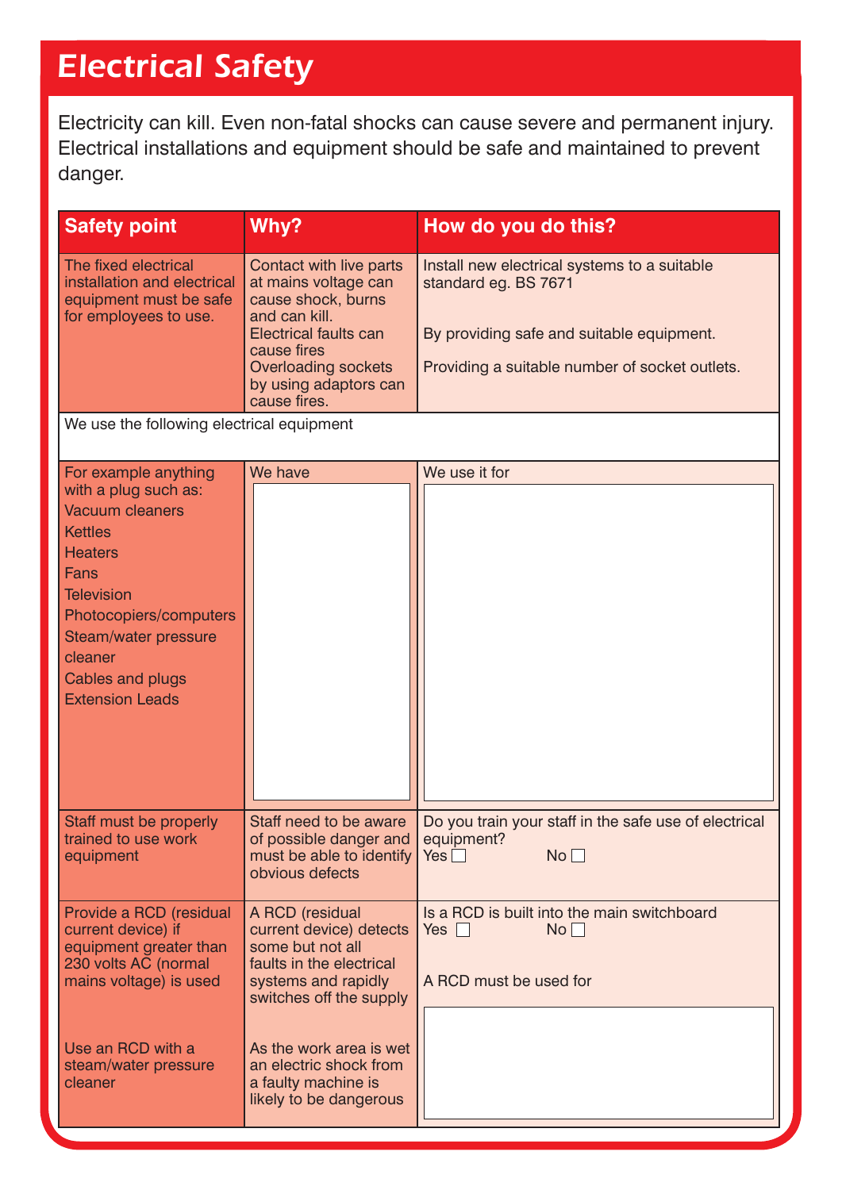# Electrical Safety

Electricity can kill. Even non-fatal shocks can cause severe and permanent injury. Electrical installations and equipment should be safe and maintained to prevent danger.

| Safety point | Why? | How do you do this? |
|---|---|---|
| The fixed electrical installation and electrical equipment must be safe for employees to use. | Contact with live parts at mains voltage can cause shock, burns and can kill. Electrical faults can cause fires Overloading sockets by using adaptors can cause fires. | Install new electrical systems to a suitable standard eg. BS 7671<br><br>By providing safe and suitable equipment.<br><br>Providing a suitable number of socket outlets. |
| We use the following electrical equipment | | |
| For example anything with a plug such as:<br>Vacuum cleaners<br>Kettles<br>Heaters<br>Fans<br>Television<br>Photocopiers/computers<br>Steam/water pressure cleaner<br>Cables and plugs<br>Extension Leads | We have | We use it for |
| Staff must be properly trained to use work equipment | Staff need to be aware of possible danger and must be able to identify obvious defects | Do you train your staff in the safe use of electrical equipment?<br>Yes ☐ No ☐ |
| Provide a RCD (residual current device) if equipment greater than 230 volts AC (normal mains voltage) is used<br><br>Use an RCD with a steam/water pressure cleaner | A RCD (residual current device) detects some but not all faults in the electrical systems and rapidly switches off the supply<br><br>As the work area is wet an electric shock from a faulty machine is likely to be dangerous | Is a RCD is built into the main switchboard<br>Yes ☐ No ☐<br><br>A RCD must be used for |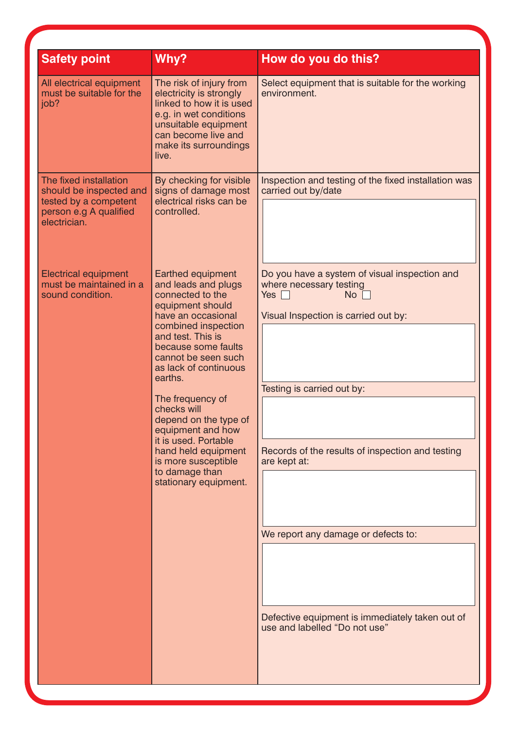| Safety point | Why? | How do you do this? |
| --- | --- | --- |
| All electrical equipment must be suitable for the job? | The risk of injury from electricity is strongly linked to how it is used e.g. in wet conditions unsuitable equipment can become live and make its surroundings live. | Select equipment that is suitable for the working environment. |
| The fixed installation should be inspected and tested by a competent person e.g A qualified electrician. | By checking for visible signs of damage most electrical risks can be controlled. | Inspection and testing of the fixed installation was carried out by/date |
| Electrical equipment must be maintained in a sound condition. | Earthed equipment and leads and plugs connected to the equipment should have an occasional combined inspection and test. This is because some faults cannot be seen such as lack of continuous earths.<br><br>The frequency of checks will depend on the type of equipment and how it is used. Portable hand held equipment is more susceptible to damage than stationary equipment. | Do you have a system of visual inspection and where necessary testing<br>Yes ☐ No ☐<br><br>Visual Inspection is carried out by:<br><br>Testing is carried out by:<br><br>Records of the results of inspection and testing are kept at:<br><br>We report any damage or defects to:<br><br>Defective equipment is immediately taken out of use and labelled "Do not use" |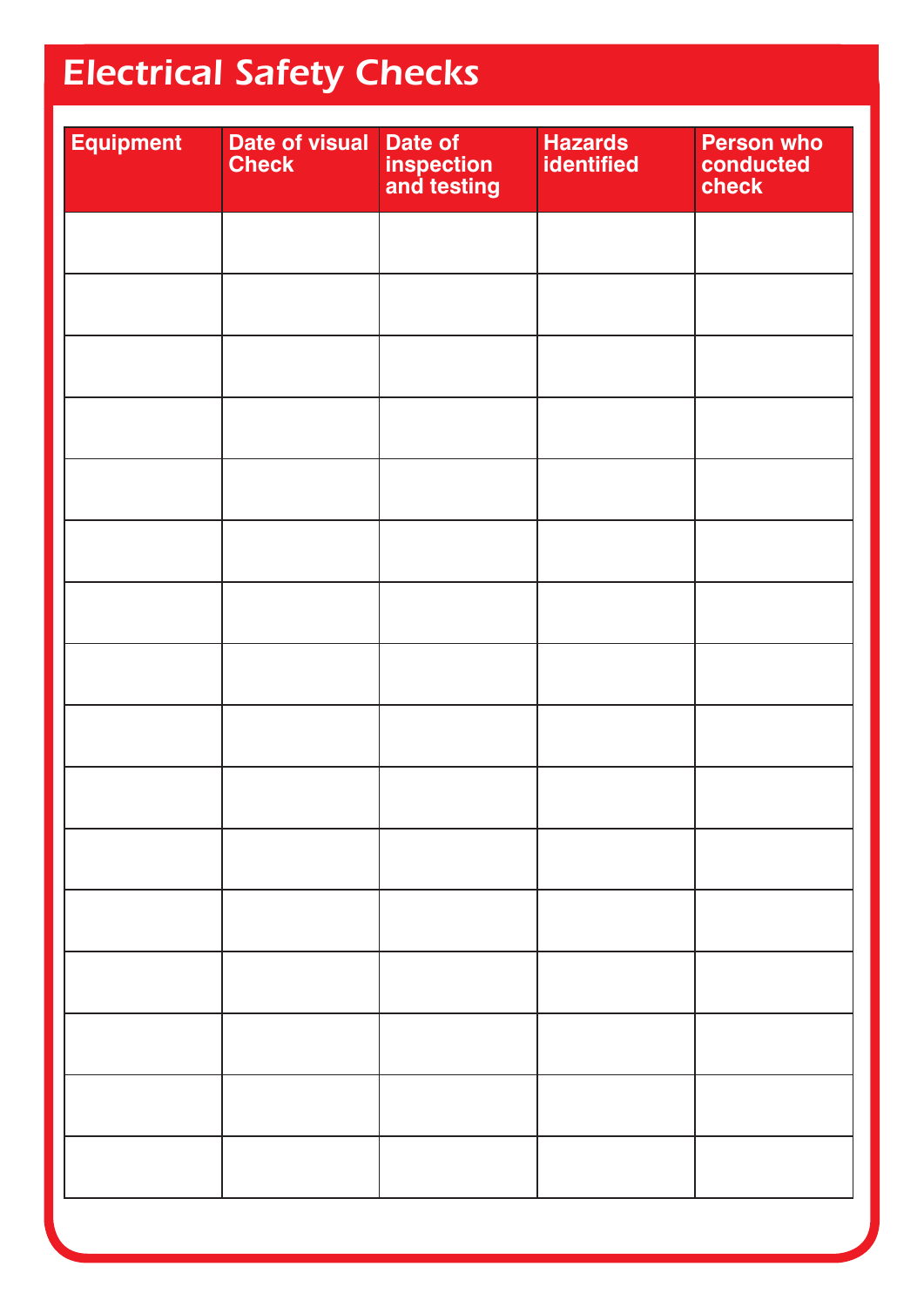# Electrical Safety Checks

| Equipment | Date of visual Check | Date of inspection and testing | Hazards identified | Person who conducted check |
|---|---|---|---|---|
| | | | | |
| | | | | |
| | | | | |
| | | | | |
| | | | | |
| | | | | |
| | | | | |
| | | | | |
| | | | | |
| | | | | |
| | | | | |
| | | | | |
| | | | | |
| | | | | |
| | | | | |
| | | | | |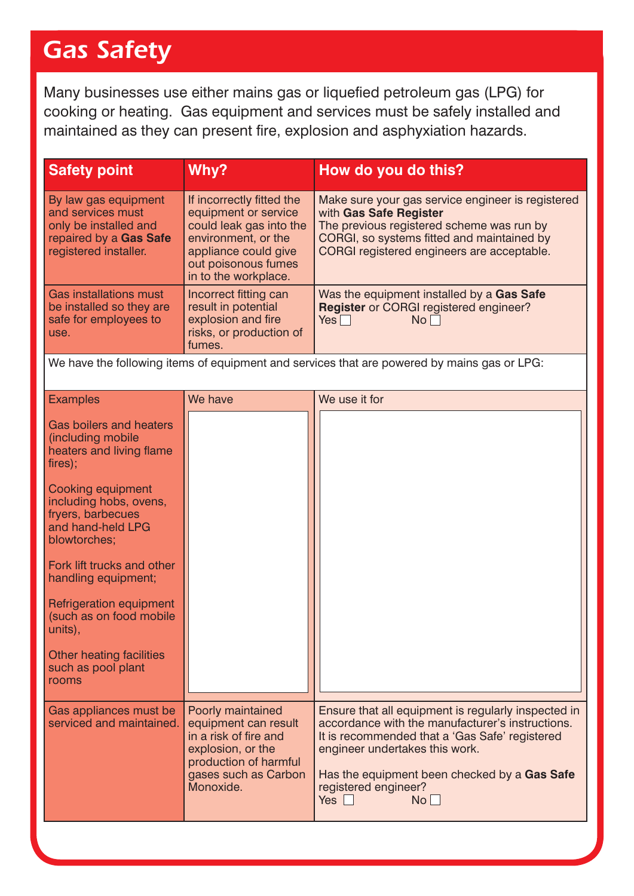# Gas Safety

Many businesses use either mains gas or liquefied petroleum gas (LPG) for cooking or heating. Gas equipment and services must be safely installed and maintained as they can present fire, explosion and asphyxiation hazards.

| Safety point | Why? | How do you do this? |
|---|---|---|
| By law gas equipment and services must only be installed and repaired by a **Gas Safe** registered installer. | If incorrectly fitted the equipment or service could leak gas into the environment, or the appliance could give out poisonous fumes in to the workplace. | Make sure your gas service engineer is registered with **Gas Safe Register**<br>The previous registered scheme was run by CORGI, so systems fitted and maintained by CORGI registered engineers are acceptable. |
| Gas installations must be installed so they are safe for employees to use. | Incorrect fitting can result in potential explosion and fire risks, or production of fumes. | Was the equipment installed by a **Gas Safe Register** or CORGI registered engineer?<br>Yes ☐ No ☐ |
| We have the following items of equipment and services that are powered by mains gas or LPG: | | |
| Examples<br><br>Gas boilers and heaters (including mobile heaters and living flame fires);<br><br>Cooking equipment including hobs, ovens, fryers, barbecues and hand-held LPG blowtorches;<br><br>Fork lift trucks and other handling equipment;<br><br>Refrigeration equipment (such as on food mobile units),<br><br>Other heating facilities such as pool plant rooms | We have | We use it for |
| Gas appliances must be serviced and maintained. | Poorly maintained equipment can result in a risk of fire and explosion, or the production of harmful gases such as Carbon Monoxide. | Ensure that all equipment is regularly inspected in accordance with the manufacturer's instructions. It is recommended that a 'Gas Safe' registered engineer undertakes this work.<br><br>Has the equipment been checked by a **Gas Safe** registered engineer?<br>Yes ☐ No ☐ |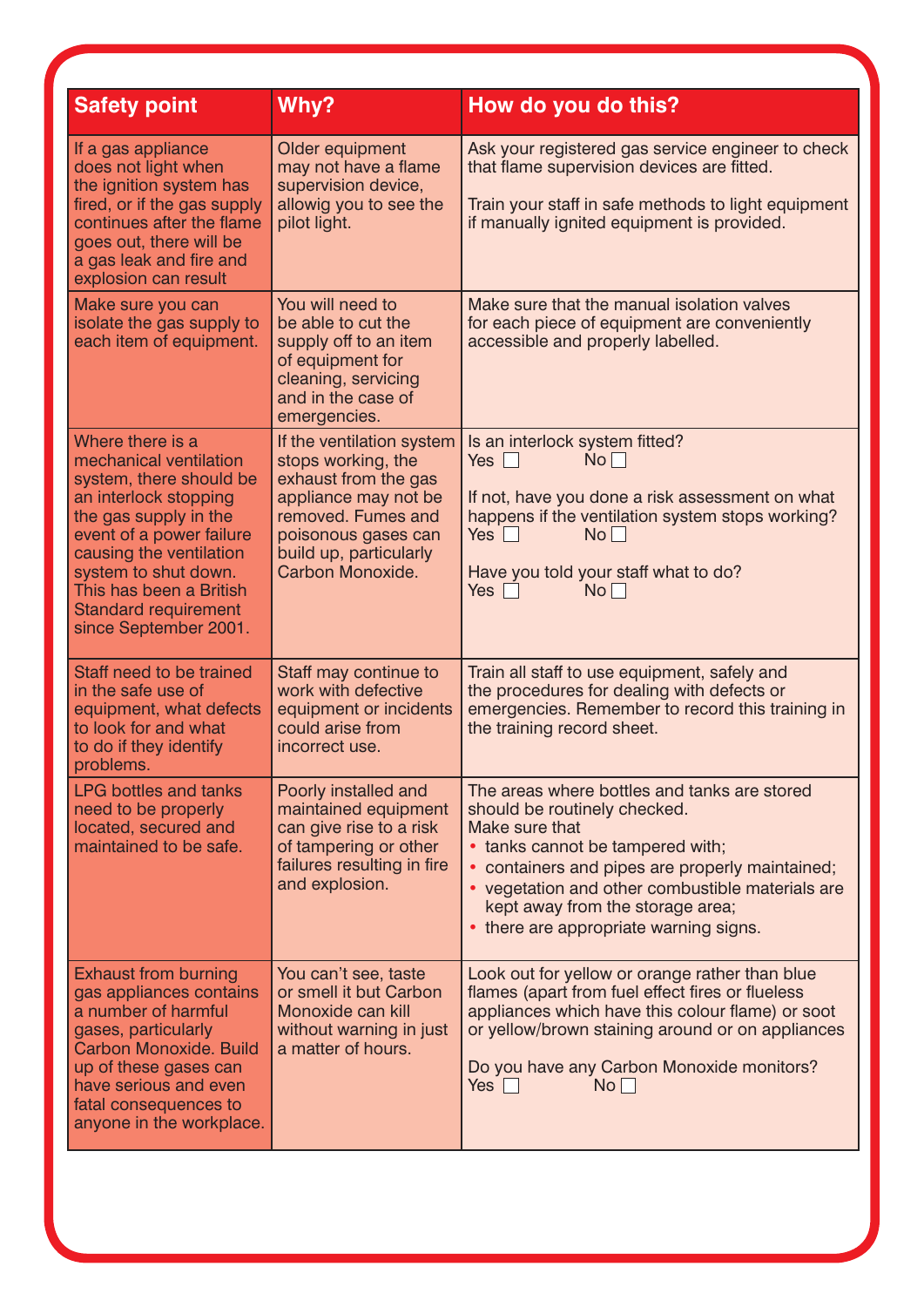| Safety point | Why? | How do you do this? |
|---|---|---|
| If a gas appliance does not light when the ignition system has fired, or if the gas supply continues after the flame goes out, there will be a gas leak and fire and explosion can result | Older equipment may not have a flame supervision device, allowig you to see the pilot light. | Ask your registered gas service engineer to check that flame supervision devices are fitted.<br><br>Train your staff in safe methods to light equipment if manually ignited equipment is provided. |
| Make sure you can isolate the gas supply to each item of equipment. | You will need to be able to cut the supply off to an item of equipment for cleaning, servicing and in the case of emergencies. | Make sure that the manual isolation valves for each piece of equipment are conveniently accessible and properly labelled. |
| Where there is a mechanical ventilation system, there should be an interlock stopping the gas supply in the event of a power failure causing the ventilation system to shut down. This has been a British Standard requirement since September 2001. | If the ventilation system stops working, the exhaust from the gas appliance may not be removed. Fumes and poisonous gases can build up, particularly Carbon Monoxide. | Is an interlock system fitted?<br>Yes ☐ No ☐<br><br>If not, have you done a risk assessment on what happens if the ventilation system stops working?<br>Yes ☐ No ☐<br><br>Have you told your staff what to do?<br>Yes ☐ No ☐ |
| Staff need to be trained in the safe use of equipment, what defects to look for and what to do if they identify problems. | Staff may continue to work with defective equipment or incidents could arise from incorrect use. | Train all staff to use equipment, safely and the procedures for dealing with defects or emergencies. Remember to record this training in the training record sheet. |
| LPG bottles and tanks need to be properly located, secured and maintained to be safe. | Poorly installed and maintained equipment can give rise to a risk of tampering or other failures resulting in fire and explosion. | The areas where bottles and tanks are stored should be routinely checked.<br>Make sure that<br>• tanks cannot be tampered with;<br>• containers and pipes are properly maintained;<br>• vegetation and other combustible materials are kept away from the storage area;<br>• there are appropriate warning signs. |
| Exhaust from burning gas appliances contains a number of harmful gases, particularly Carbon Monoxide. Build up of these gases can have serious and even fatal consequences to anyone in the workplace. | You can't see, taste or smell it but Carbon Monoxide can kill without warning in just a matter of hours. | Look out for yellow or orange rather than blue flames (apart from fuel effect fires or flueless appliances which have this colour flame) or soot or yellow/brown staining around or on appliances<br><br>Do you have any Carbon Monoxide monitors?<br>Yes ☐ No ☐ |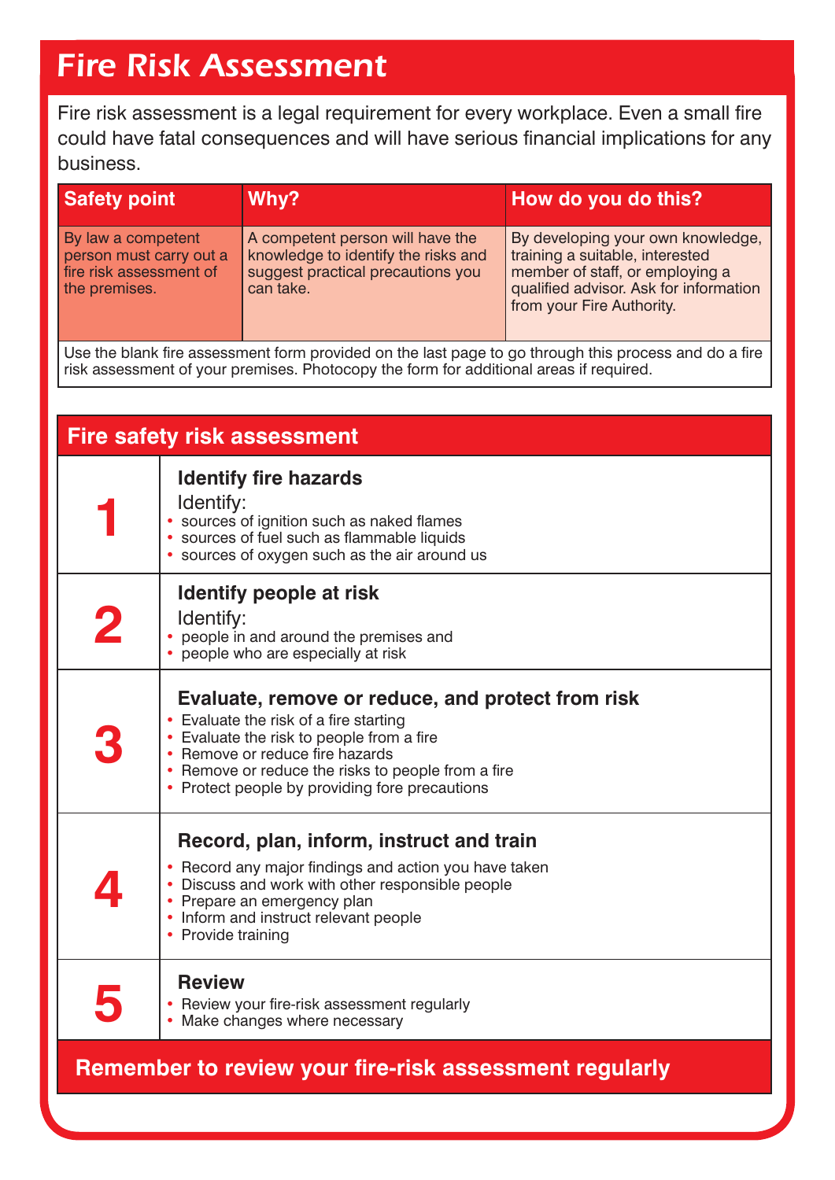# Fire Risk Assessment

Fire risk assessment is a legal requirement for every workplace. Even a small fire could have fatal consequences and will have serious financial implications for any business.

| Safety point | Why? | How do you do this? |
|---|---|---|
| By law a competent person must carry out a fire risk assessment of the premises. | A competent person will have the knowledge to identify the risks and suggest practical precautions you can take. | By developing your own knowledge, training a suitable, interested member of staff, or employing a qualified advisor. Ask for information from your Fire Authority. |
| Use the blank fire assessment form provided on the last page to go through this process and do a fire risk assessment of your premises. Photocopy the form for additional areas if required. | | |

## Fire safety risk assessment

| | |
|---|---|
| **1** | **Identify fire hazards**<br>Identify:<br>• sources of ignition such as naked flames<br>• sources of fuel such as flammable liquids<br>• sources of oxygen such as the air around us |
| **2** | **Identify people at risk**<br>Identify:<br>• people in and around the premises and<br>• people who are especially at risk |
| **3** | **Evaluate, remove or reduce, and protect from risk**<br>• Evaluate the risk of a fire starting<br>• Evaluate the risk to people from a fire<br>• Remove or reduce fire hazards<br>• Remove or reduce the risks to people from a fire<br>• Protect people by providing fore precautions |
| **4** | **Record, plan, inform, instruct and train**<br>• Record any major findings and action you have taken<br>• Discuss and work with other responsible people<br>• Prepare an emergency plan<br>• Inform and instruct relevant people<br>• Provide training |
| **5** | **Review**<br>• Review your fire-risk assessment regularly<br>• Make changes where necessary |

**Remember to review your fire-risk assessment regularly**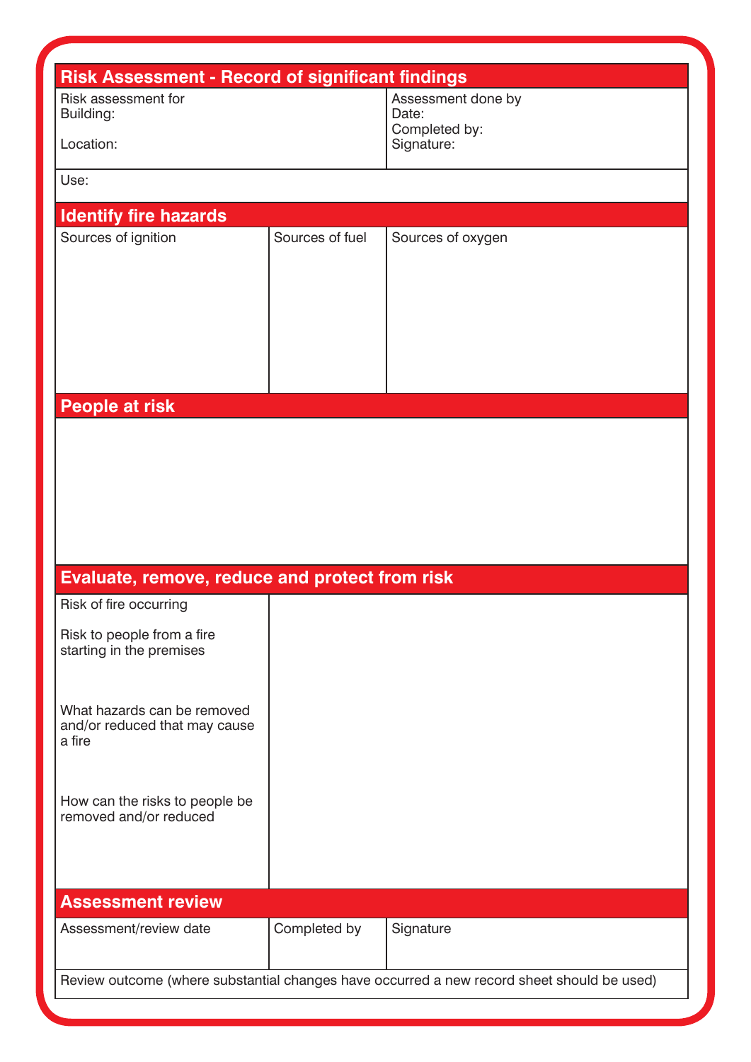## Risk Assessment - Record of significant findings

| Risk assessment for<br>Building:<br><br>Location: | Assessment done by<br>Date:<br>Completed by:<br>Signature: |
|---|---|
| Use: | |

## Identify fire hazards

| Sources of ignition | Sources of fuel | Sources of oxygen |
|---|---|---|
| | | |

## People at risk

## Evaluate, remove, reduce and protect from risk

| | |
|---|---|
| Risk of fire occurring | |
| Risk to people from a fire starting in the premises | |
| What hazards can be removed and/or reduced that may cause a fire | |
| How can the risks to people be removed and/or reduced | |

## Assessment review

| Assessment/review date | Completed by | Signature |
|---|---|---|
| | | |

Review outcome (where substantial changes have occurred a new record sheet should be used)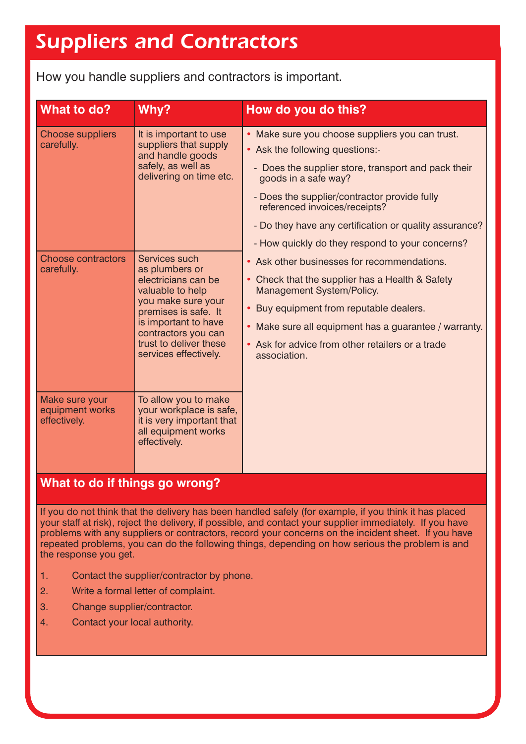# Suppliers and Contractors

How you handle suppliers and contractors is important.

| What to do? | Why? | How do you do this? |
|---|---|---|
| Choose suppliers carefully. | It is important to use suppliers that supply and handle goods safely, as well as delivering on time etc. | • Make sure you choose suppliers you can trust.<br>• Ask the following questions:-<br>- Does the supplier store, transport and pack their goods in a safe way?<br>- Does the supplier/contractor provide fully referenced invoices/receipts?<br>- Do they have any certification or quality assurance?<br>- How quickly do they respond to your concerns?<br>• Ask other businesses for recommendations.<br>• Check that the supplier has a Health & Safety Management System/Policy.<br>• Buy equipment from reputable dealers.<br>• Make sure all equipment has a guarantee / warranty.<br>• Ask for advice from other retailers or a trade association. |
| Choose contractors carefully. | Services such as plumbers or electricians can be valuable to help you make sure your premises is safe. It is important to have contractors you can trust to deliver these services effectively. | |
| Make sure your equipment works effectively. | To allow you to make your workplace is safe, it is very important that all equipment works effectively. | |

## What to do if things go wrong?

If you do not think that the delivery has been handled safely (for example, if you think it has placed your staff at risk), reject the delivery, if possible, and contact your supplier immediately. If you have problems with any suppliers or contractors, record your concerns on the incident sheet. If you have repeated problems, you can do the following things, depending on how serious the problem is and the response you get.

1. Contact the supplier/contractor by phone.
2. Write a formal letter of complaint.
3. Change supplier/contractor.
4. Contact your local authority.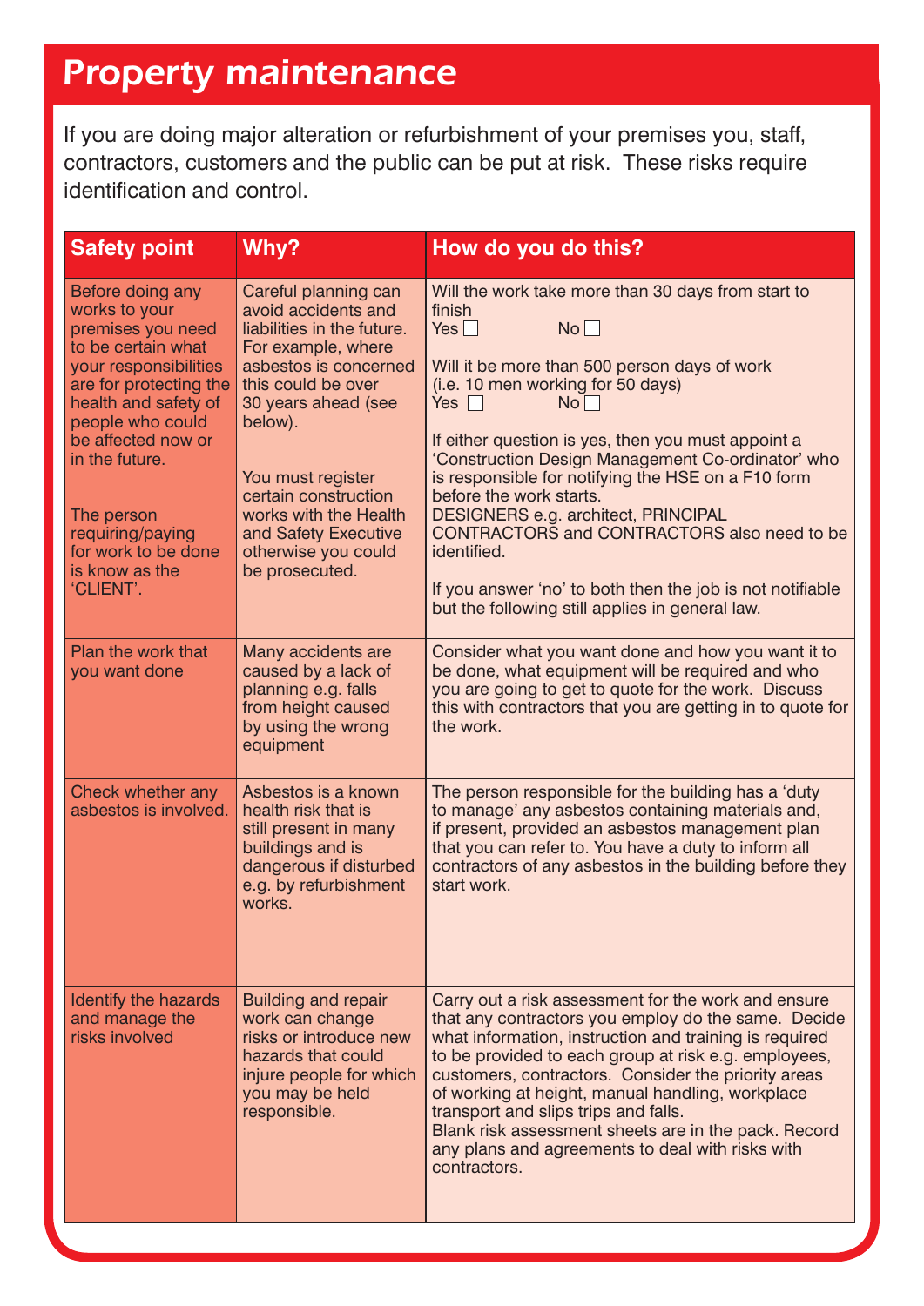# Property maintenance

If you are doing major alteration or refurbishment of your premises you, staff, contractors, customers and the public can be put at risk. These risks require identification and control.

| Safety point | Why? | How do you do this? |
|---|---|---|
| Before doing any works to your premises you need to be certain what your responsibilities are for protecting the health and safety of people who could be affected now or in the future.<br><br>The person requiring/paying for work to be done is know as the 'CLIENT'. | Careful planning can avoid accidents and liabilities in the future. For example, where asbestos is concerned this could be over 30 years ahead (see below).<br><br>You must register certain construction works with the Health and Safety Executive otherwise you could be prosecuted. | Will the work take more than 30 days from start to finish<br>Yes ☐ No ☐<br><br>Will it be more than 500 person days of work (i.e. 10 men working for 50 days)<br>Yes ☐ No ☐<br><br>If either question is yes, then you must appoint a 'Construction Design Management Co-ordinator' who is responsible for notifying the HSE on a F10 form before the work starts.<br>DESIGNERS e.g. architect, PRINCIPAL CONTRACTORS and CONTRACTORS also need to be identified.<br><br>If you answer 'no' to both then the job is not notifiable but the following still applies in general law. |
| Plan the work that you want done | Many accidents are caused by a lack of planning e.g. falls from height caused by using the wrong equipment | Consider what you want done and how you want it to be done, what equipment will be required and who you are going to get to quote for the work. Discuss this with contractors that you are getting in to quote for the work. |
| Check whether any asbestos is involved. | Asbestos is a known health risk that is still present in many buildings and is dangerous if disturbed e.g. by refurbishment works. | The person responsible for the building has a 'duty to manage' any asbestos containing materials and, if present, provided an asbestos management plan that you can refer to. You have a duty to inform all contractors of any asbestos in the building before they start work. |
| Identify the hazards and manage the risks involved | Building and repair work can change risks or introduce new hazards that could injure people for which you may be held responsible. | Carry out a risk assessment for the work and ensure that any contractors you employ do the same. Decide what information, instruction and training is required to be provided to each group at risk e.g. employees, customers, contractors. Consider the priority areas of working at height, manual handling, workplace transport and slips trips and falls.<br>Blank risk assessment sheets are in the pack. Record any plans and agreements to deal with risks with contractors. |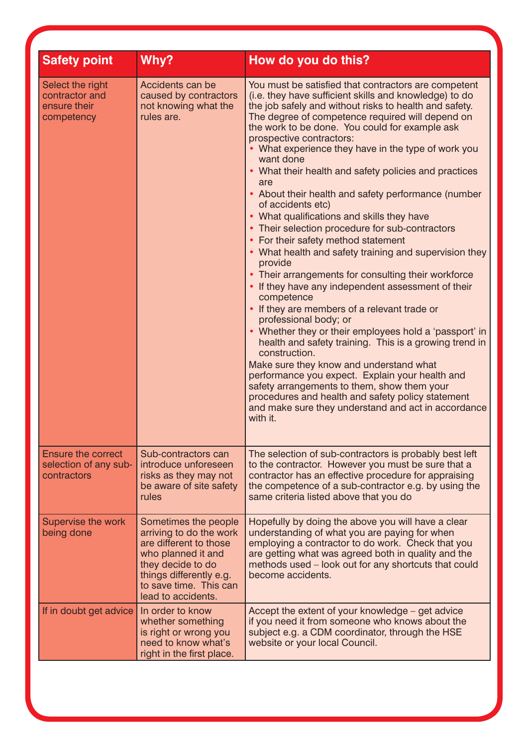| Safety point | Why? | How do you do this? |
|---|---|---|
| Select the right contractor and ensure their competency | Accidents can be caused by contractors not knowing what the rules are. | You must be satisfied that contractors are competent (i.e. they have sufficient skills and knowledge) to do the job safely and without risks to health and safety. The degree of competence required will depend on the work to be done. You could for example ask prospective contractors:<br>• What experience they have in the type of work you want done<br>• What their health and safety policies and practices are<br>• About their health and safety performance (number of accidents etc)<br>• What qualifications and skills they have<br>• Their selection procedure for sub-contractors<br>• For their safety method statement<br>• What health and safety training and supervision they provide<br>• Their arrangements for consulting their workforce<br>• If they have any independent assessment of their competence<br>• If they are members of a relevant trade or professional body; or<br>• Whether they or their employees hold a 'passport' in health and safety training. This is a growing trend in construction.<br>Make sure they know and understand what performance you expect. Explain your health and safety arrangements to them, show them your procedures and health and safety policy statement and make sure they understand and act in accordance with it. |
| Ensure the correct selection of any sub-contractors | Sub-contractors can introduce unforeseen risks as they may not be aware of site safety rules | The selection of sub-contractors is probably best left to the contractor. However you must be sure that a contractor has an effective procedure for appraising the competence of a sub-contractor e.g. by using the same criteria listed above that you do |
| Supervise the work being done | Sometimes the people arriving to do the work are different to those who planned it and they decide to do things differently e.g. to save time. This can lead to accidents. | Hopefully by doing the above you will have a clear understanding of what you are paying for when employing a contractor to do work. Check that you are getting what was agreed both in quality and the methods used – look out for any shortcuts that could become accidents. |
| If in doubt get advice | In order to know whether something is right or wrong you need to know what's right in the first place. | Accept the extent of your knowledge – get advice if you need it from someone who knows about the subject e.g. a CDM coordinator, through the HSE website or your local Council. |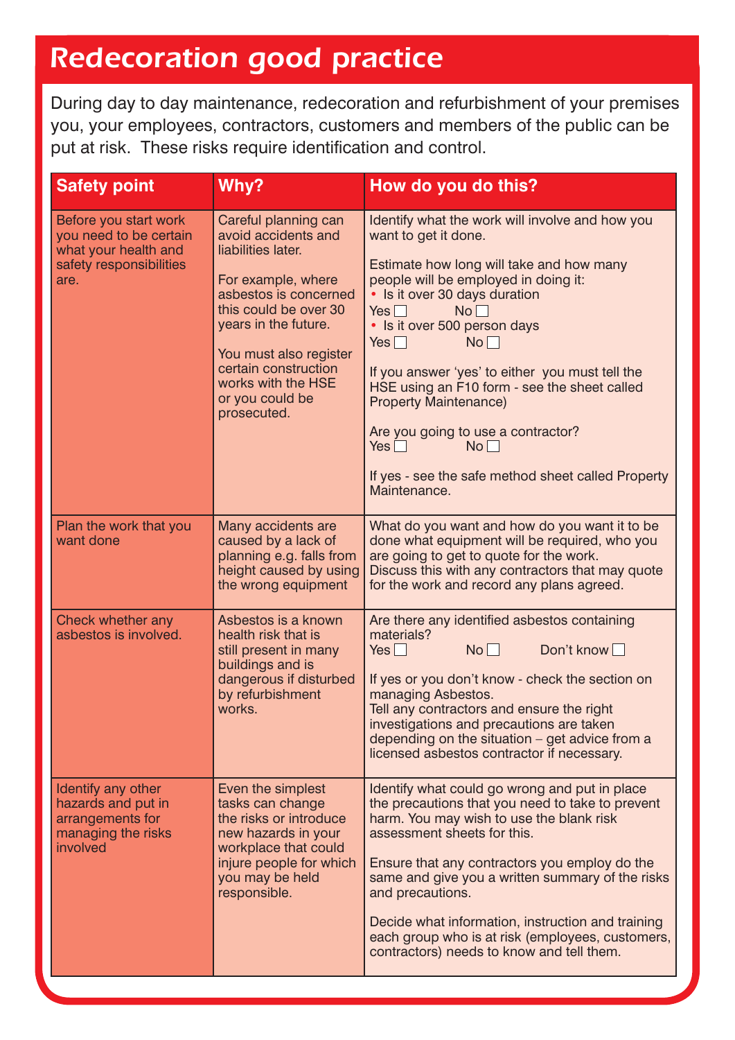# Redecoration good practice

During day to day maintenance, redecoration and refurbishment of your premises you, your employees, contractors, customers and members of the public can be put at risk. These risks require identification and control.

| Safety point | Why? | How do you do this? |
|---|---|---|
| Before you start work you need to be certain what your health and safety responsibilities are. | Careful planning can avoid accidents and liabilities later.<br><br>For example, where asbestos is concerned this could be over 30 years in the future.<br><br>You must also register certain construction works with the HSE or you could be prosecuted. | Identify what the work will involve and how you want to get it done.<br><br>Estimate how long will take and how many people will be employed in doing it:<br>• Is it over 30 days duration<br>Yes ☐ No ☐<br>• Is it over 500 person days<br>Yes ☐ No ☐<br><br>If you answer 'yes' to either you must tell the HSE using an F10 form - see the sheet called Property Maintenance)<br><br>Are you going to use a contractor?<br>Yes ☐ No ☐<br><br>If yes - see the safe method sheet called Property Maintenance. |
| Plan the work that you want done | Many accidents are caused by a lack of planning e.g. falls from height caused by using the wrong equipment | What do you want and how do you want it to be done what equipment will be required, who you are going to get to quote for the work. Discuss this with any contractors that may quote for the work and record any plans agreed. |
| Check whether any asbestos is involved. | Asbestos is a known health risk that is still present in many buildings and is dangerous if disturbed by refurbishment works. | Are there any identified asbestos containing materials?<br>Yes ☐ No ☐ Don't know ☐<br><br>If yes or you don't know - check the section on managing Asbestos.<br>Tell any contractors and ensure the right investigations and precautions are taken depending on the situation – get advice from a licensed asbestos contractor if necessary. |
| Identify any other hazards and put in arrangements for managing the risks involved | Even the simplest tasks can change the risks or introduce new hazards in your workplace that could injure people for which you may be held responsible. | Identify what could go wrong and put in place the precautions that you need to take to prevent harm. You may wish to use the blank risk assessment sheets for this.<br><br>Ensure that any contractors you employ do the same and give you a written summary of the risks and precautions.<br><br>Decide what information, instruction and training each group who is at risk (employees, customers, contractors) needs to know and tell them. |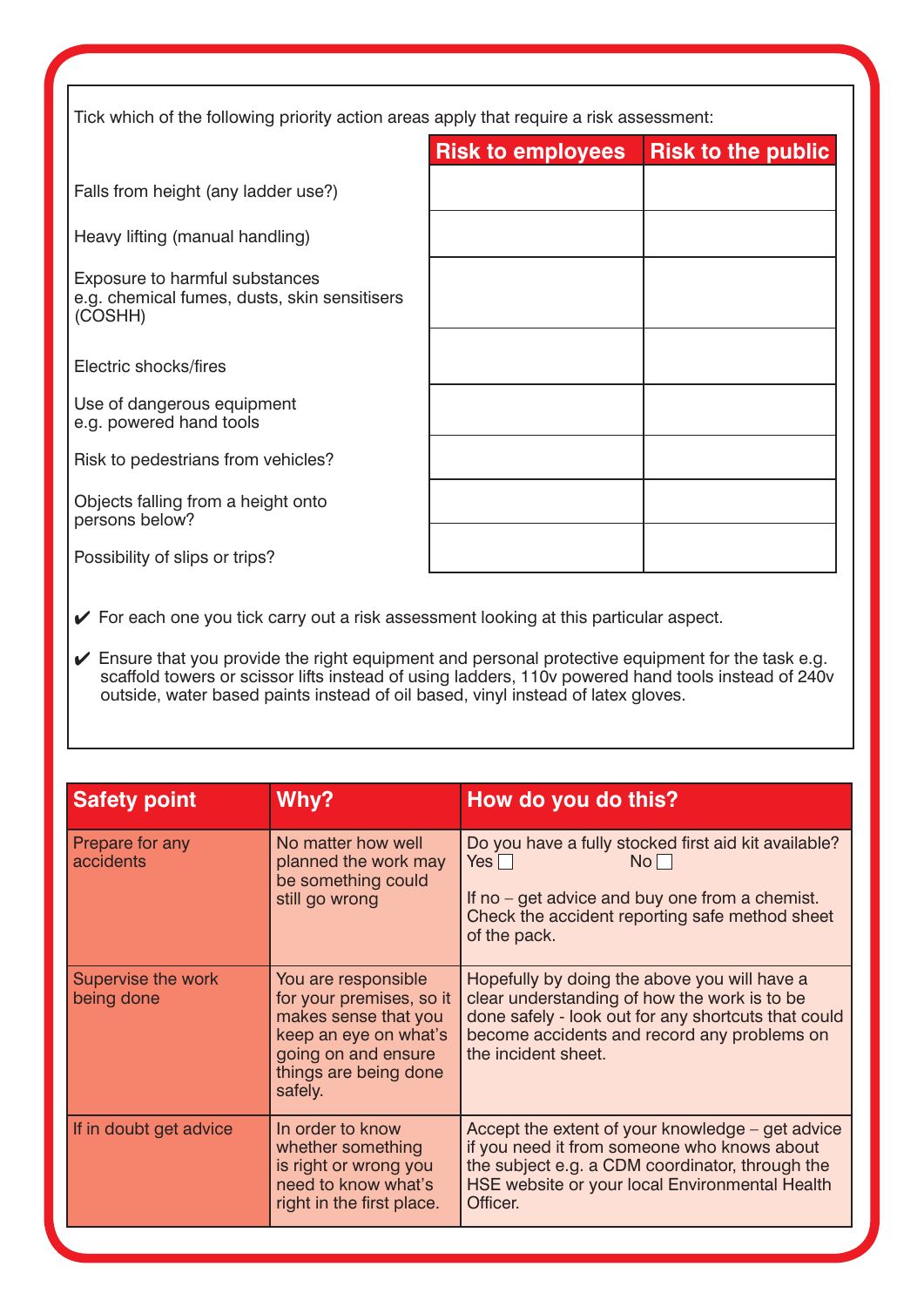Tick which of the following priority action areas apply that require a risk assessment:

| | Risk to employees | Risk to the public |
|---|---|---|
| Falls from height (any ladder use?) | | |
| Heavy lifting (manual handling) | | |
| Exposure to harmful substances e.g. chemical fumes, dusts, skin sensitisers (COSHH) | | |
| Electric shocks/fires | | |
| Use of dangerous equipment e.g. powered hand tools | | |
| Risk to pedestrians from vehicles? | | |
| Objects falling from a height onto persons below? | | |
| Possibility of slips or trips? | | |

- ✔ For each one you tick carry out a risk assessment looking at this particular aspect.
- ✔ Ensure that you provide the right equipment and personal protective equipment for the task e.g. scaffold towers or scissor lifts instead of using ladders, 110v powered hand tools instead of 240v outside, water based paints instead of oil based, vinyl instead of latex gloves.

| Safety point | Why? | How do you do this? |
|---|---|---|
| Prepare for any accidents | No matter how well planned the work may be something could still go wrong | Do you have a fully stocked first aid kit available? Yes ☐ No ☐<br><br>If no – get advice and buy one from a chemist. Check the accident reporting safe method sheet of the pack. |
| Supervise the work being done | You are responsible for your premises, so it makes sense that you keep an eye on what's going on and ensure things are being done safely. | Hopefully by doing the above you will have a clear understanding of how the work is to be done safely - look out for any shortcuts that could become accidents and record any problems on the incident sheet. |
| If in doubt get advice | In order to know whether something is right or wrong you need to know what's right in the first place. | Accept the extent of your knowledge – get advice if you need it from someone who knows about the subject e.g. a CDM coordinator, through the HSE website or your local Environmental Health Officer. |